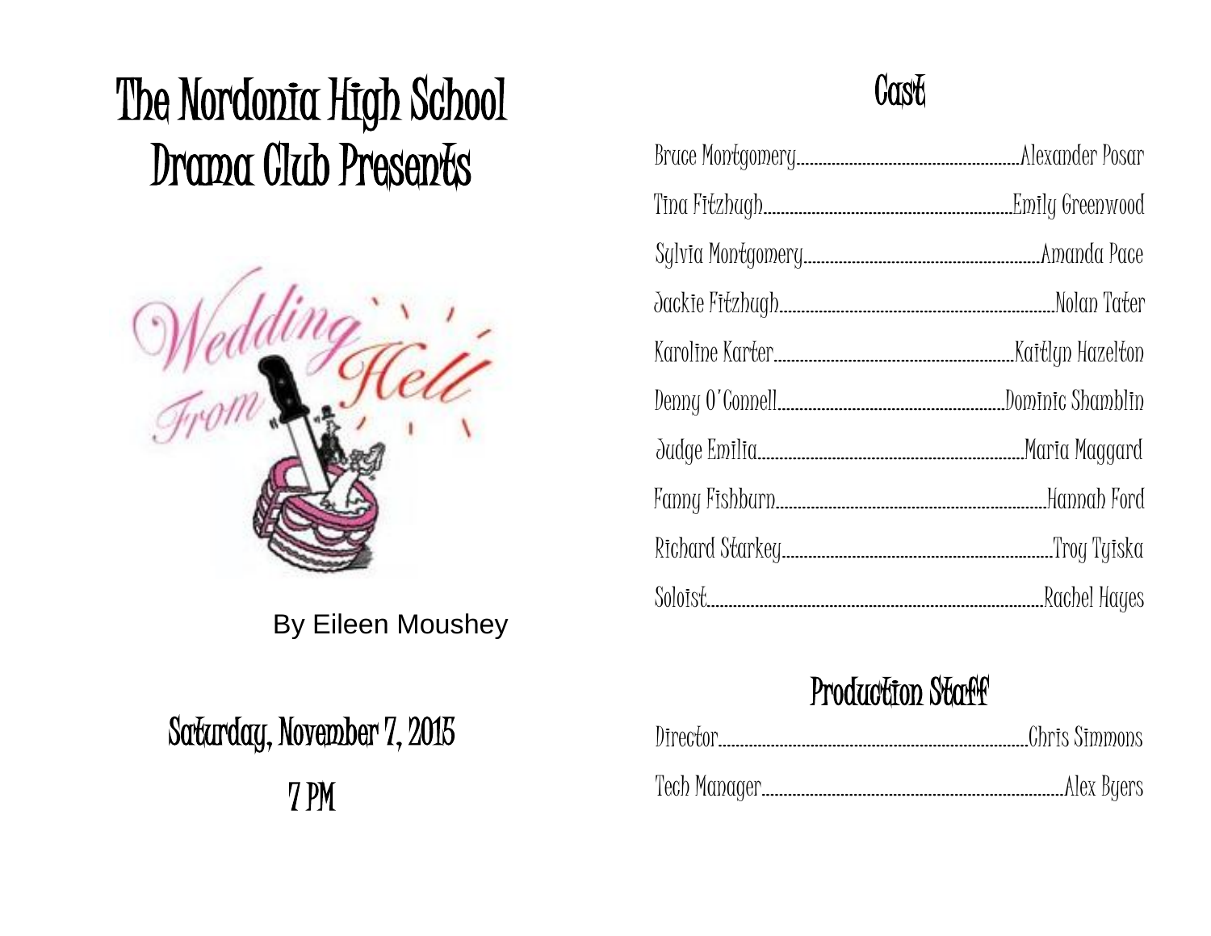# The Nordonia High School Drama Club Presents

Wedding From Hell

By Eileen Moushey

## Saturday, November 7, 2015

## 7 PM

## Cast

Bruce Montgomery........Alexander Posar

Tina Fitzhugh........Emily Greenwood

Sylvia Montgomery........Amanda Pace

Jackie Fitzhugh........Nolan Tater

Karoline Karter........Kaitlyn Hazelton

Denny O'Connell........Dominic Shamblin

Judge Emilia........Maria Maggard

Fanny Fishburn........Hannah Ford

Richard Starkey........Troy Tyiska

Soloist........Rachel Hayes

## Production Staff

Director........Chris Simmons

Tech Manager........Alex Byers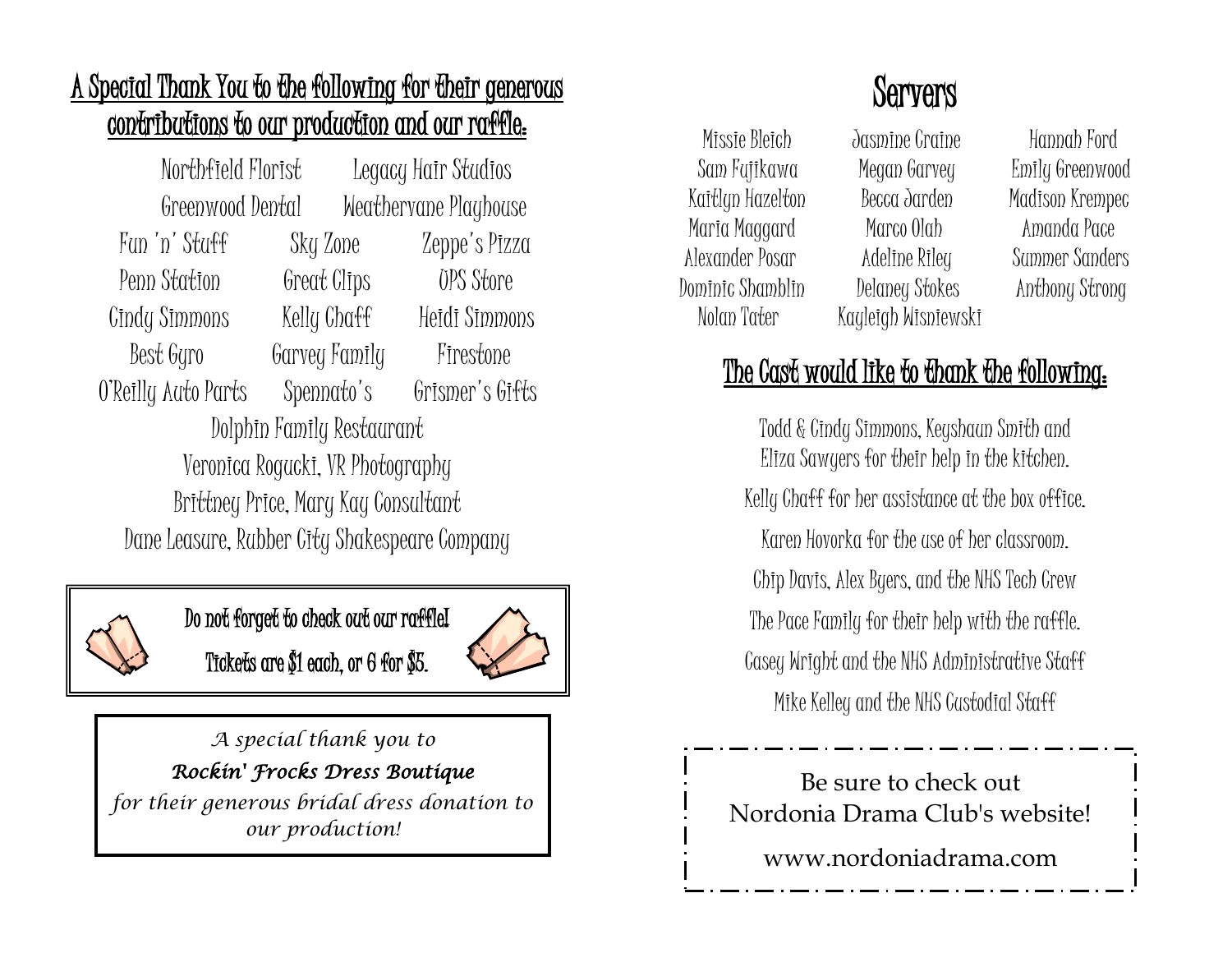## A Special Thank You to the following for their generous contributions to our production and our raffle:

Northfield Florist
Legacy Hair Studios
Greenwood Dental
Weathervane Playhouse
Fun 'n' Stuff
Sky Zone
Zeppe's Pizza
Penn Station
Great Clips
UPS Store
Cindy Simmons
Kelly Chaff
Heidi Simmons
Best Gyro
Garvey Family
Firestone
O'Reilly Auto Parts
Spennato's
Grismer's Gifts
Dolphin Family Restaurant
Veronica Rogucki, VR Photography
Brittney Price, Mary Kay Consultant
Dane Leasure, Rubber City Shakespeare Company

**Do not forget to check out our raffle!**

**Tickets are $1 each, or 6 for $5.**

*A special thank you to*
***Rockin' Frocks Dress Boutique***
*for their generous bridal dress donation to our production!*

# Servers

Missie Bleich
Jasmine Craine
Hannah Ford
Sam Fujikawa
Megan Garvey
Emily Greenwood
Kaitlyn Hazelton
Becca Jarden
Madison Krempec
Maria Maggard
Marco Olah
Amanda Pace
Alexander Posar
Adeline Riley
Summer Sanders
Dominic Shamblin
Delaney Stokes
Anthony Strong
Nolan Tater
Kayleigh Wisniewski

## The Cast would like to thank the following:

Todd & Cindy Simmons, Keyshaun Smith and Eliza Sawyers for their help in the kitchen.

Kelly Chaff for her assistance at the box office.

Karen Hovorka for the use of her classroom.

Chip Davis, Alex Byers, and the NHS Tech Crew

The Pace Family for their help with the raffle.

Casey Wright and the NHS Administrative Staff

Mike Kelley and the NHS Custodial Staff

Be sure to check out
Nordonia Drama Club's website!

www.nordoniadrama.com